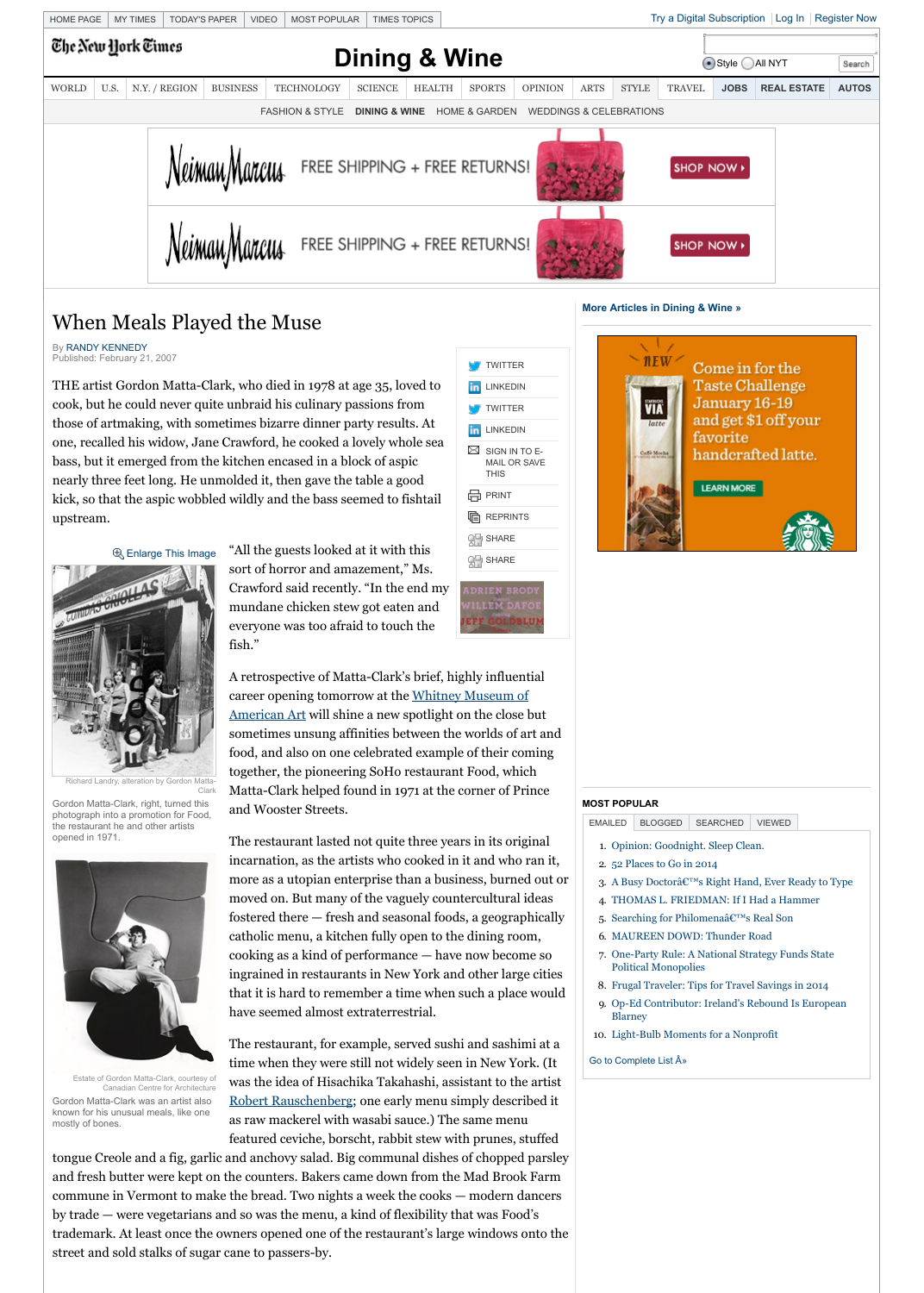# When Meals Played the Muse

By RANDY KENNEDY
Published: February 21, 2007

THE artist Gordon Matta-Clark, who died in 1978 at age 35, loved to cook, but he could never quite unbraid his culinary passions from those of artmaking, with sometimes bizarre dinner party results. At one, recalled his widow, Jane Crawford, he cooked a lovely whole sea bass, but it emerged from the kitchen encased in a block of aspic nearly three feet long. He unmolded it, then gave the table a good kick, so that the aspic wobbled wildly and the bass seemed to fishtail upstream.

"All the guests looked at it with this sort of horror and amazement," Ms. Crawford said recently. "In the end my mundane chicken stew got eaten and everyone was too afraid to touch the fish."

Richard Landry, alteration by Gordon Matta-Clark

Gordon Matta-Clark, right, turned this photograph into a promotion for Food, the restaurant he and other artists opened in 1971.

A retrospective of Matta-Clark's brief, highly influential career opening tomorrow at the Whitney Museum of American Art will shine a new spotlight on the close but sometimes unsung affinities between the worlds of art and food, and also on one celebrated example of their coming together, the pioneering SoHo restaurant Food, which Matta-Clark helped found in 1971 at the corner of Prince and Wooster Streets.

The restaurant lasted not quite three years in its original incarnation, as the artists who cooked in it and who ran it, more as a utopian enterprise than a business, burned out or moved on. But many of the vaguely countercultural ideas fostered there — fresh and seasonal foods, a geographically catholic menu, a kitchen fully open to the dining room, cooking as a kind of performance — have now become so ingrained in restaurants in New York and other large cities that it is hard to remember a time when such a place would have seemed almost extraterrestrial.

Estate of Gordon Matta-Clark, courtesy of Canadian Centre for Architecture

Gordon Matta-Clark was an artist also known for his unusual meals, like one mostly of bones.

The restaurant, for example, served sushi and sashimi at a time when they were still not widely seen in New York. (It was the idea of Hisachika Takahashi, assistant to the artist Robert Rauschenberg; one early menu simply described it as raw mackerel with wasabi sauce.) The same menu featured ceviche, borscht, rabbit stew with prunes, stuffed tongue Creole and a fig, garlic and anchovy salad. Big communal dishes of chopped parsley and fresh butter were kept on the counters. Bakers came down from the Mad Brook Farm commune in Vermont to make the bread. Two nights a week the cooks — modern dancers by trade — were vegetarians and so was the menu, a kind of flexibility that was Food's trademark. At least once the owners opened one of the restaurant's large windows onto the street and sold stalks of sugar cane to passers-by.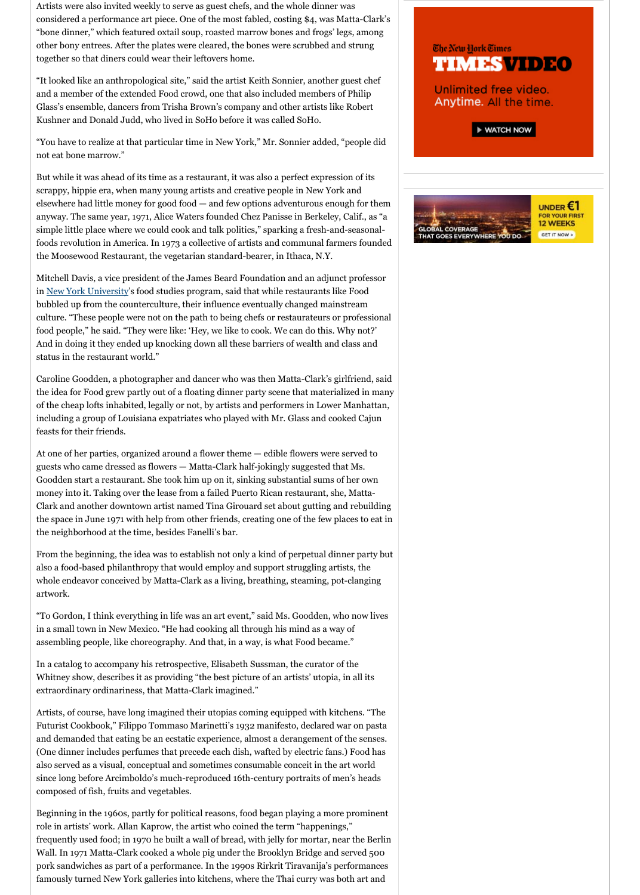Artists were also invited weekly to serve as guest chefs, and the whole dinner was considered a performance art piece. One of the most fabled, costing $4, was Matta-Clark's "bone dinner," which featured oxtail soup, roasted marrow bones and frogs' legs, among other bony entrees. After the plates were cleared, the bones were scrubbed and strung together so that diners could wear their leftovers home.

"It looked like an anthropological site," said the artist Keith Sonnier, another guest chef and a member of the extended Food crowd, one that also included members of Philip Glass's ensemble, dancers from Trisha Brown's company and other artists like Robert Kushner and Donald Judd, who lived in SoHo before it was called SoHo.

"You have to realize at that particular time in New York," Mr. Sonnier added, "people did not eat bone marrow."

But while it was ahead of its time as a restaurant, it was also a perfect expression of its scrappy, hippie era, when many young artists and creative people in New York and elsewhere had little money for good food — and few options adventurous enough for them anyway. The same year, 1971, Alice Waters founded Chez Panisse in Berkeley, Calif., as "a simple little place where we could cook and talk politics," sparking a fresh-and-seasonal-foods revolution in America. In 1973 a collective of artists and communal farmers founded the Moosewood Restaurant, the vegetarian standard-bearer, in Ithaca, N.Y.

Mitchell Davis, a vice president of the James Beard Foundation and an adjunct professor in New York University's food studies program, said that while restaurants like Food bubbled up from the counterculture, their influence eventually changed mainstream culture. "These people were not on the path to being chefs or restaurateurs or professional food people," he said. "They were like: 'Hey, we like to cook. We can do this. Why not?' And in doing it they ended up knocking down all these barriers of wealth and class and status in the restaurant world."

Caroline Goodden, a photographer and dancer who was then Matta-Clark's girlfriend, said the idea for Food grew partly out of a floating dinner party scene that materialized in many of the cheap lofts inhabited, legally or not, by artists and performers in Lower Manhattan, including a group of Louisiana expatriates who played with Mr. Glass and cooked Cajun feasts for their friends.

At one of her parties, organized around a flower theme — edible flowers were served to guests who came dressed as flowers — Matta-Clark half-jokingly suggested that Ms. Goodden start a restaurant. She took him up on it, sinking substantial sums of her own money into it. Taking over the lease from a failed Puerto Rican restaurant, she, Matta-Clark and another downtown artist named Tina Girouard set about gutting and rebuilding the space in June 1971 with help from other friends, creating one of the few places to eat in the neighborhood at the time, besides Fanelli's bar.

From the beginning, the idea was to establish not only a kind of perpetual dinner party but also a food-based philanthropy that would employ and support struggling artists, the whole endeavor conceived by Matta-Clark as a living, breathing, steaming, pot-clanging artwork.

"To Gordon, I think everything in life was an art event," said Ms. Goodden, who now lives in a small town in New Mexico. "He had cooking all through his mind as a way of assembling people, like choreography. And that, in a way, is what Food became."

In a catalog to accompany his retrospective, Elisabeth Sussman, the curator of the Whitney show, describes it as providing "the best picture of an artists' utopia, in all its extraordinary ordinariness, that Matta-Clark imagined."

Artists, of course, have long imagined their utopias coming equipped with kitchens. "The Futurist Cookbook," Filippo Tommaso Marinetti's 1932 manifesto, declared war on pasta and demanded that eating be an ecstatic experience, almost a derangement of the senses. (One dinner includes perfumes that precede each dish, wafted by electric fans.) Food has also served as a visual, conceptual and sometimes consumable conceit in the art world since long before Arcimboldo's much-reproduced 16th-century portraits of men's heads composed of fish, fruits and vegetables.

Beginning in the 1960s, partly for political reasons, food began playing a more prominent role in artists' work. Allan Kaprow, the artist who coined the term "happenings," frequently used food; in 1970 he built a wall of bread, with jelly for mortar, near the Berlin Wall. In 1971 Matta-Clark cooked a whole pig under the Brooklyn Bridge and served 500 pork sandwiches as part of a performance. In the 1990s Rirkrit Tiravanija's performances famously turned New York galleries into kitchens, where the Thai curry was both art and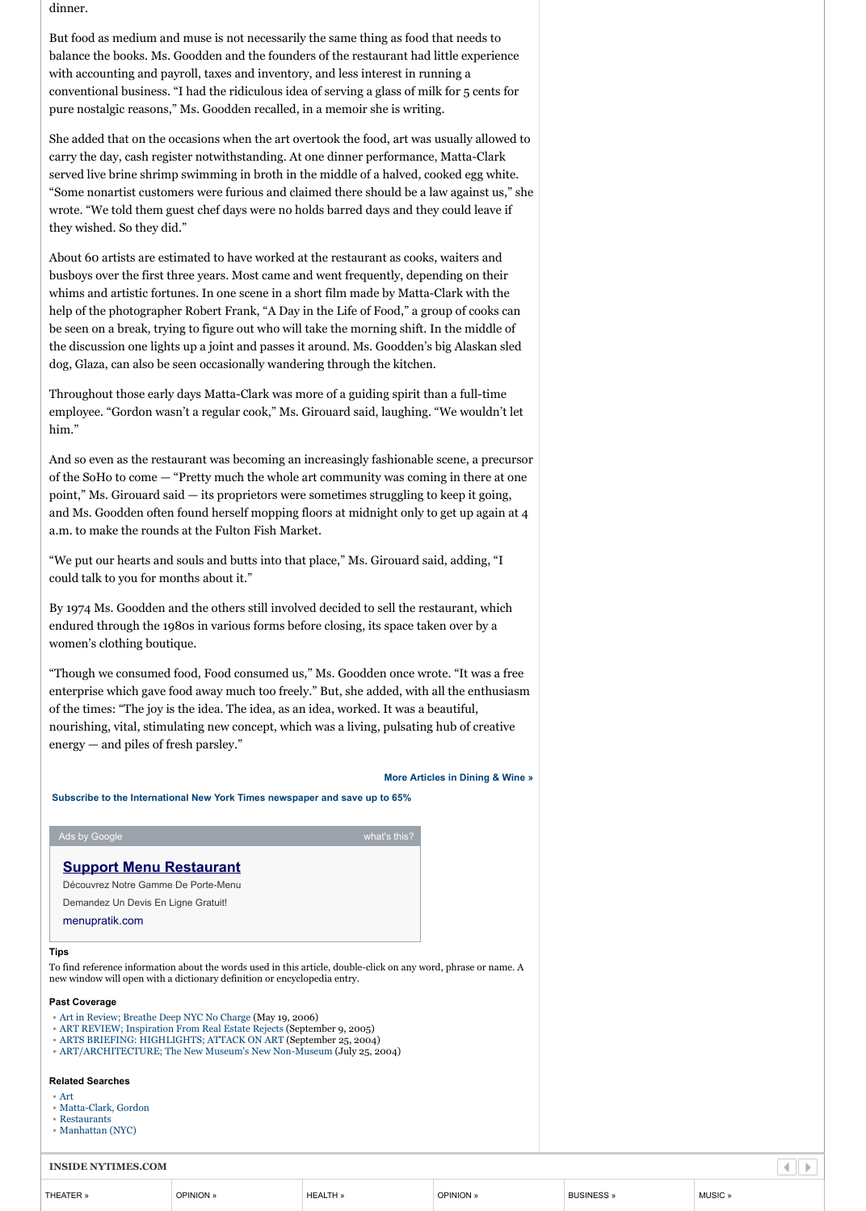dinner.

But food as medium and muse is not necessarily the same thing as food that needs to balance the books. Ms. Goodden and the founders of the restaurant had little experience with accounting and payroll, taxes and inventory, and less interest in running a conventional business. "I had the ridiculous idea of serving a glass of milk for 5 cents for pure nostalgic reasons," Ms. Goodden recalled, in a memoir she is writing.

She added that on the occasions when the art overtook the food, art was usually allowed to carry the day, cash register notwithstanding. At one dinner performance, Matta-Clark served live brine shrimp swimming in broth in the middle of a halved, cooked egg white. "Some nonartist customers were furious and claimed there should be a law against us," she wrote. "We told them guest chef days were no holds barred days and they could leave if they wished. So they did."

About 60 artists are estimated to have worked at the restaurant as cooks, waiters and busboys over the first three years. Most came and went frequently, depending on their whims and artistic fortunes. In one scene in a short film made by Matta-Clark with the help of the photographer Robert Frank, "A Day in the Life of Food," a group of cooks can be seen on a break, trying to figure out who will take the morning shift. In the middle of the discussion one lights up a joint and passes it around. Ms. Goodden's big Alaskan sled dog, Glaza, can also be seen occasionally wandering through the kitchen.

Throughout those early days Matta-Clark was more of a guiding spirit than a full-time employee. "Gordon wasn't a regular cook," Ms. Girouard said, laughing. "We wouldn't let him."

And so even as the restaurant was becoming an increasingly fashionable scene, a precursor of the SoHo to come — "Pretty much the whole art community was coming in there at one point," Ms. Girouard said — its proprietors were sometimes struggling to keep it going, and Ms. Goodden often found herself mopping floors at midnight only to get up again at 4 a.m. to make the rounds at the Fulton Fish Market.

"We put our hearts and souls and butts into that place," Ms. Girouard said, adding, "I could talk to you for months about it."

By 1974 Ms. Goodden and the others still involved decided to sell the restaurant, which endured through the 1980s in various forms before closing, its space taken over by a women's clothing boutique.

"Though we consumed food, Food consumed us," Ms. Goodden once wrote. "It was a free enterprise which gave food away much too freely." But, she added, with all the enthusiasm of the times: "The joy is the idea. The idea, as an idea, worked. It was a beautiful, nourishing, vital, stimulating new concept, which was a living, pulsating hub of creative energy — and piles of fresh parsley."

**More Articles in Dining & Wine »**

**Subscribe to the International New York Times newspaper and save up to 65%**

Ads by Google — what's this?

**Support Menu Restaurant**
Découvrez Notre Gamme De Porte-Menu
Demandez Un Devis En Ligne Gratuit!
menupratik.com

**Tips**

To find reference information about the words used in this article, double-click on any word, phrase or name. A new window will open with a dictionary definition or encyclopedia entry.

**Past Coverage**

- Art in Review; Breathe Deep NYC No Charge (May 19, 2006)
- ART REVIEW; Inspiration From Real Estate Rejects (September 9, 2005)
- ARTS BRIEFING: HIGHLIGHTS; ATTACK ON ART (September 25, 2004)
- ART/ARCHITECTURE; The New Museum's New Non-Museum (July 25, 2004)

**Related Searches**

- Art
- Matta-Clark, Gordon
- Restaurants
- Manhattan (NYC)

**INSIDE NYTIMES.COM**

THEATER » | OPINION » | HEALTH » | OPINION » | BUSINESS » | MUSIC »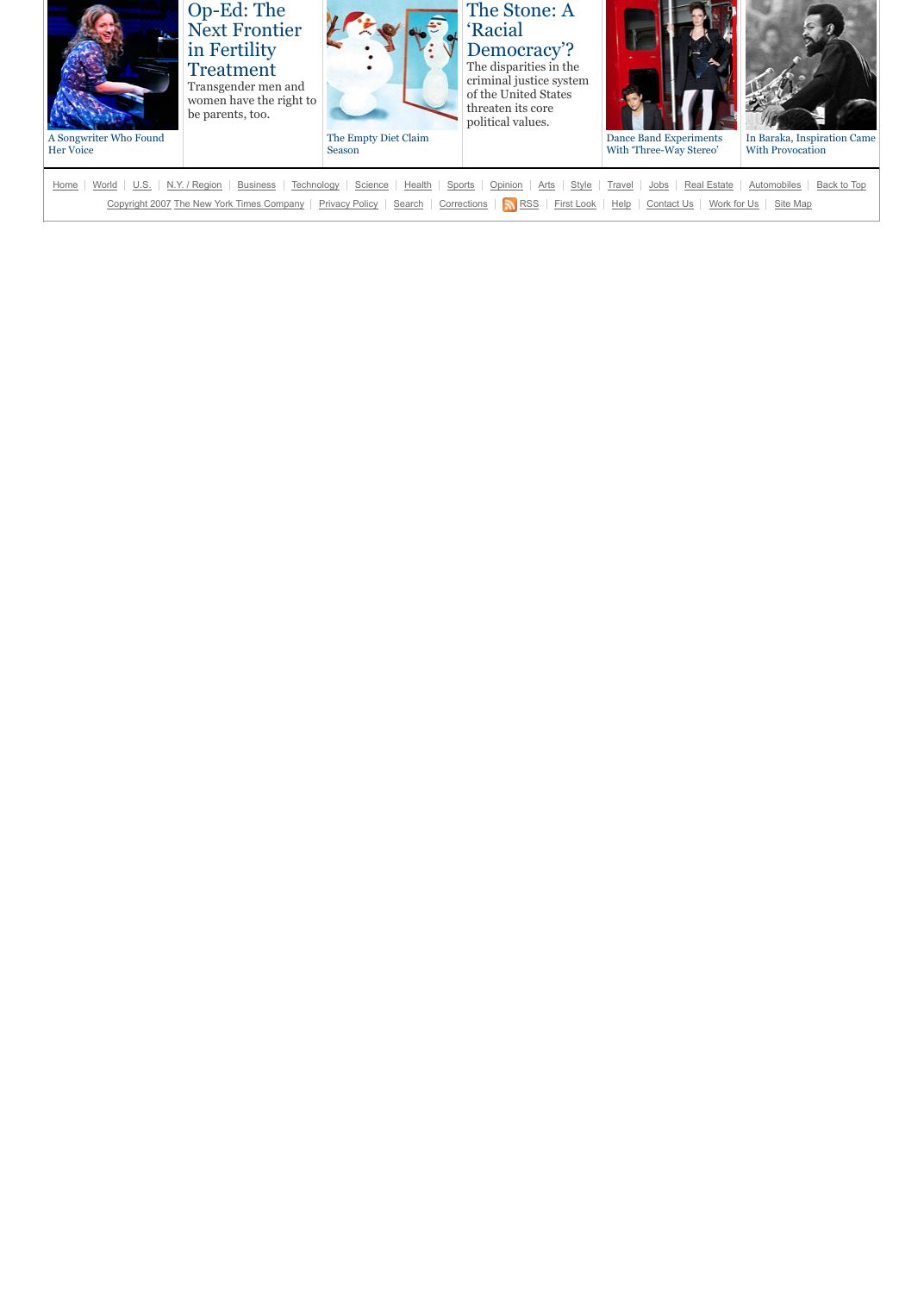A Songwriter Who Found Her Voice

**Op-Ed: The Next Frontier in Fertility Treatment**

Transgender men and women have the right to be parents, too.

The Empty Diet Claim Season

**The Stone: A 'Racial Democracy'?**

The disparities in the criminal justice system of the United States threaten its core political values.

Dance Band Experiments With 'Three-Way Stereo'

In Baraka, Inspiration Came With Provocation

Home | World | U.S. | N.Y. / Region | Business | Technology | Science | Health | Sports | Opinion | Arts | Style | Travel | Jobs | Real Estate | Automobiles | Back to Top

Copyright 2007 The New York Times Company | Privacy Policy | Search | Corrections | RSS | First Look | Help | Contact Us | Work for Us | Site Map